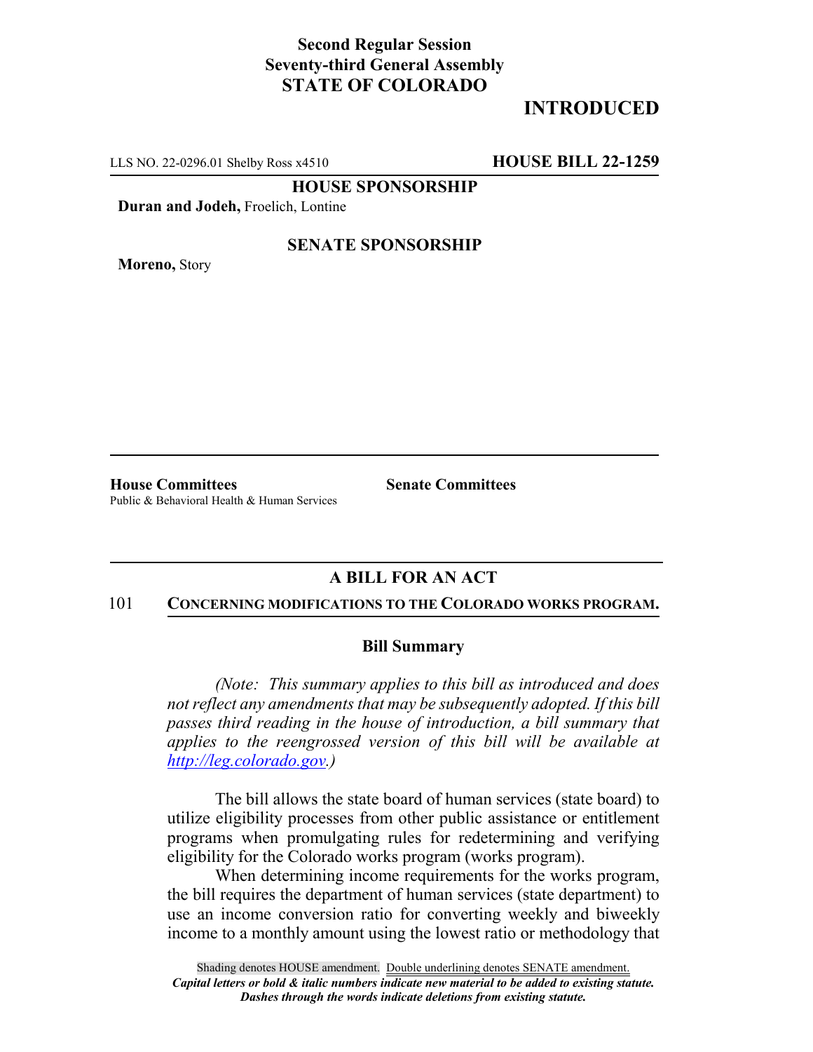**Second Regular Session**
**Seventy-third General Assembly**
**STATE OF COLORADO**

# INTRODUCED

LLS NO. 22-0296.01 Shelby Ross x4510 **HOUSE BILL 22-1259**

**HOUSE SPONSORSHIP**

**Duran and Jodeh,** Froelich, Lontine

**SENATE SPONSORSHIP**

**Moreno,** Story

**House Committees**
Public & Behavioral Health & Human Services

**Senate Committees**

## A BILL FOR AN ACT

101 **CONCERNING MODIFICATIONS TO THE COLORADO WORKS PROGRAM.**

### Bill Summary

*(Note: This summary applies to this bill as introduced and does not reflect any amendments that may be subsequently adopted. If this bill passes third reading in the house of introduction, a bill summary that applies to the reengrossed version of this bill will be available at http://leg.colorado.gov.)*

The bill allows the state board of human services (state board) to utilize eligibility processes from other public assistance or entitlement programs when promulgating rules for redetermining and verifying eligibility for the Colorado works program (works program).

When determining income requirements for the works program, the bill requires the department of human services (state department) to use an income conversion ratio for converting weekly and biweekly income to a monthly amount using the lowest ratio or methodology that

Shading denotes HOUSE amendment. Double underlining denotes SENATE amendment.
*Capital letters or bold & italic numbers indicate new material to be added to existing statute.*
*Dashes through the words indicate deletions from existing statute.*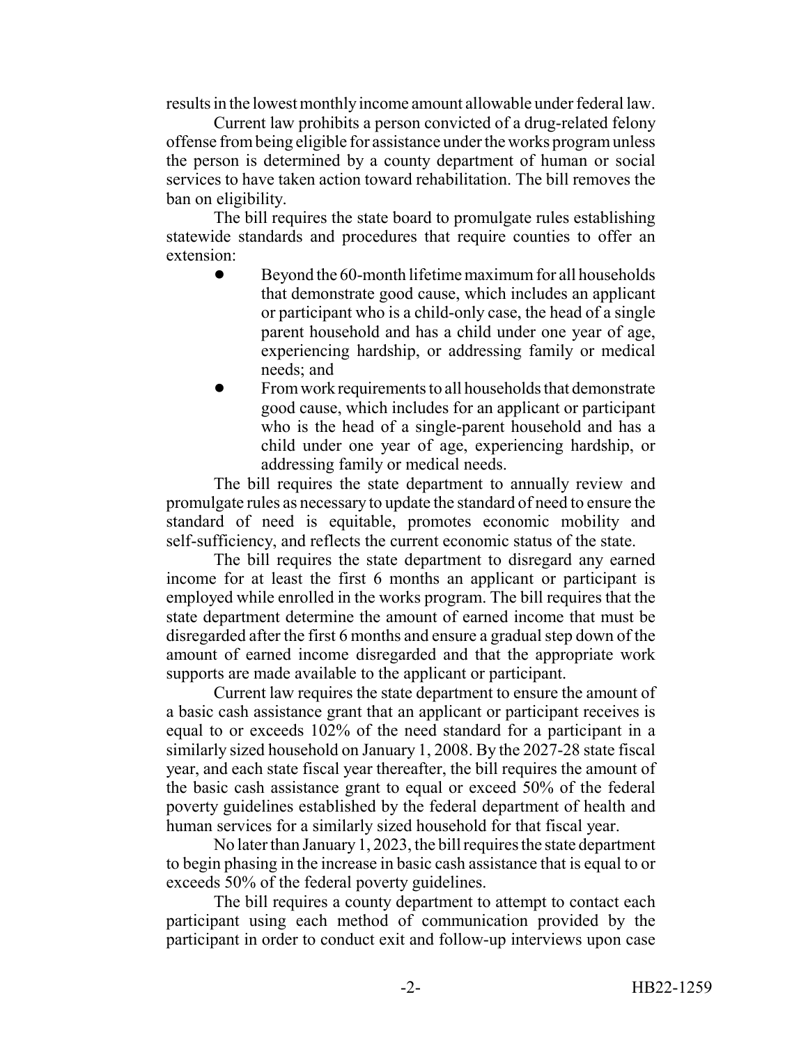results in the lowest monthly income amount allowable under federal law.

Current law prohibits a person convicted of a drug-related felony offense from being eligible for assistance under the works program unless the person is determined by a county department of human or social services to have taken action toward rehabilitation. The bill removes the ban on eligibility.

The bill requires the state board to promulgate rules establishing statewide standards and procedures that require counties to offer an extension:

- Beyond the 60-month lifetime maximum for all households that demonstrate good cause, which includes an applicant or participant who is a child-only case, the head of a single parent household and has a child under one year of age, experiencing hardship, or addressing family or medical needs; and
- From work requirements to all households that demonstrate good cause, which includes for an applicant or participant who is the head of a single-parent household and has a child under one year of age, experiencing hardship, or addressing family or medical needs.

The bill requires the state department to annually review and promulgate rules as necessary to update the standard of need to ensure the standard of need is equitable, promotes economic mobility and self-sufficiency, and reflects the current economic status of the state.

The bill requires the state department to disregard any earned income for at least the first 6 months an applicant or participant is employed while enrolled in the works program. The bill requires that the state department determine the amount of earned income that must be disregarded after the first 6 months and ensure a gradual step down of the amount of earned income disregarded and that the appropriate work supports are made available to the applicant or participant.

Current law requires the state department to ensure the amount of a basic cash assistance grant that an applicant or participant receives is equal to or exceeds 102% of the need standard for a participant in a similarly sized household on January 1, 2008. By the 2027-28 state fiscal year, and each state fiscal year thereafter, the bill requires the amount of the basic cash assistance grant to equal or exceed 50% of the federal poverty guidelines established by the federal department of health and human services for a similarly sized household for that fiscal year.

No later than January 1, 2023, the bill requires the state department to begin phasing in the increase in basic cash assistance that is equal to or exceeds 50% of the federal poverty guidelines.

The bill requires a county department to attempt to contact each participant using each method of communication provided by the participant in order to conduct exit and follow-up interviews upon case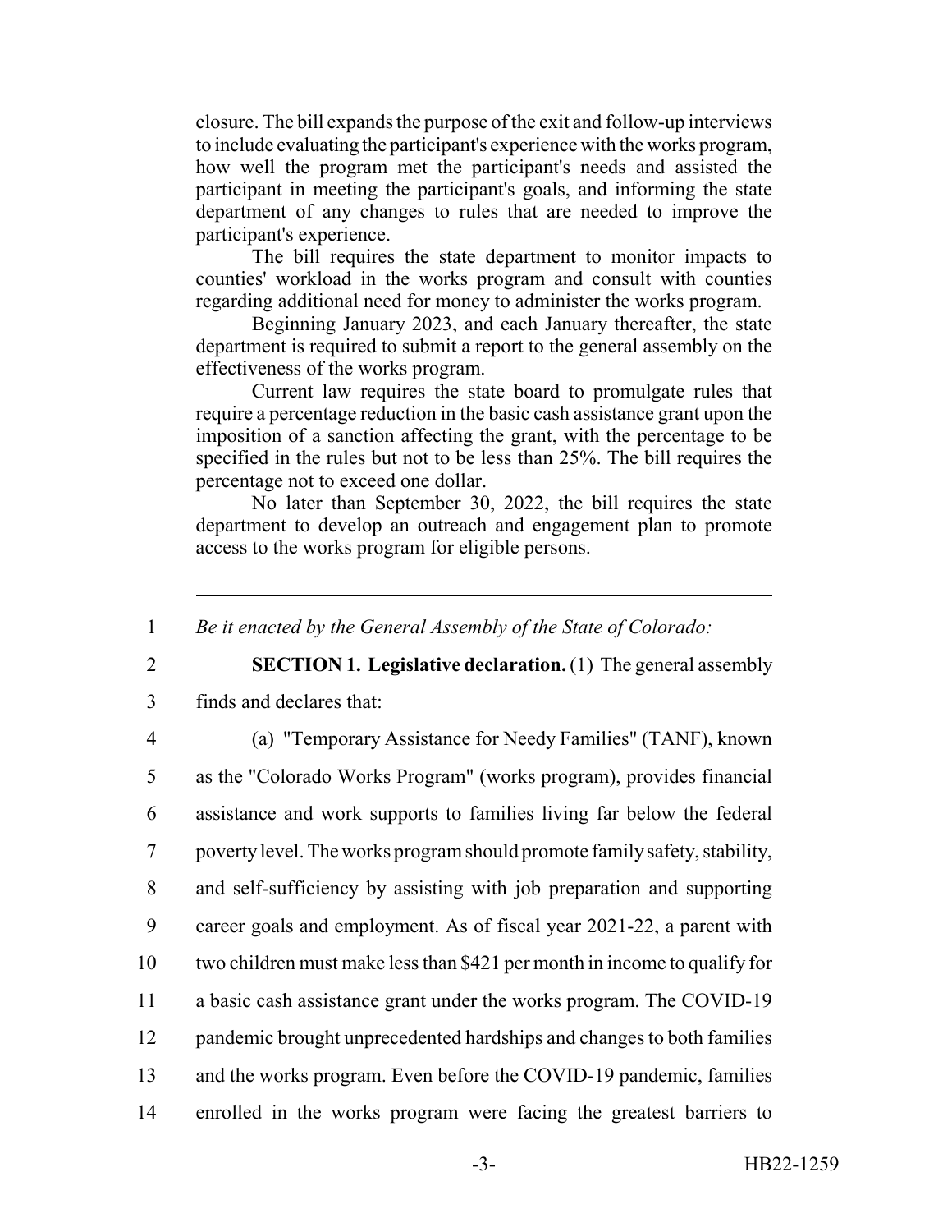closure. The bill expands the purpose of the exit and follow-up interviews to include evaluating the participant's experience with the works program, how well the program met the participant's needs and assisted the participant in meeting the participant's goals, and informing the state department of any changes to rules that are needed to improve the participant's experience.

The bill requires the state department to monitor impacts to counties' workload in the works program and consult with counties regarding additional need for money to administer the works program.

Beginning January 2023, and each January thereafter, the state department is required to submit a report to the general assembly on the effectiveness of the works program.

Current law requires the state board to promulgate rules that require a percentage reduction in the basic cash assistance grant upon the imposition of a sanction affecting the grant, with the percentage to be specified in the rules but not to be less than 25%. The bill requires the percentage not to exceed one dollar.

No later than September 30, 2022, the bill requires the state department to develop an outreach and engagement plan to promote access to the works program for eligible persons.

---

1 *Be it enacted by the General Assembly of the State of Colorado:*

2 **SECTION 1. Legislative declaration.** (1) The general assembly
3 finds and declares that:

4 (a) "Temporary Assistance for Needy Families" (TANF), known
5 as the "Colorado Works Program" (works program), provides financial
6 assistance and work supports to families living far below the federal
7 poverty level. The works program should promote family safety, stability,
8 and self-sufficiency by assisting with job preparation and supporting
9 career goals and employment. As of fiscal year 2021-22, a parent with
10 two children must make less than $421 per month in income to qualify for
11 a basic cash assistance grant under the works program. The COVID-19
12 pandemic brought unprecedented hardships and changes to both families
13 and the works program. Even before the COVID-19 pandemic, families
14 enrolled in the works program were facing the greatest barriers to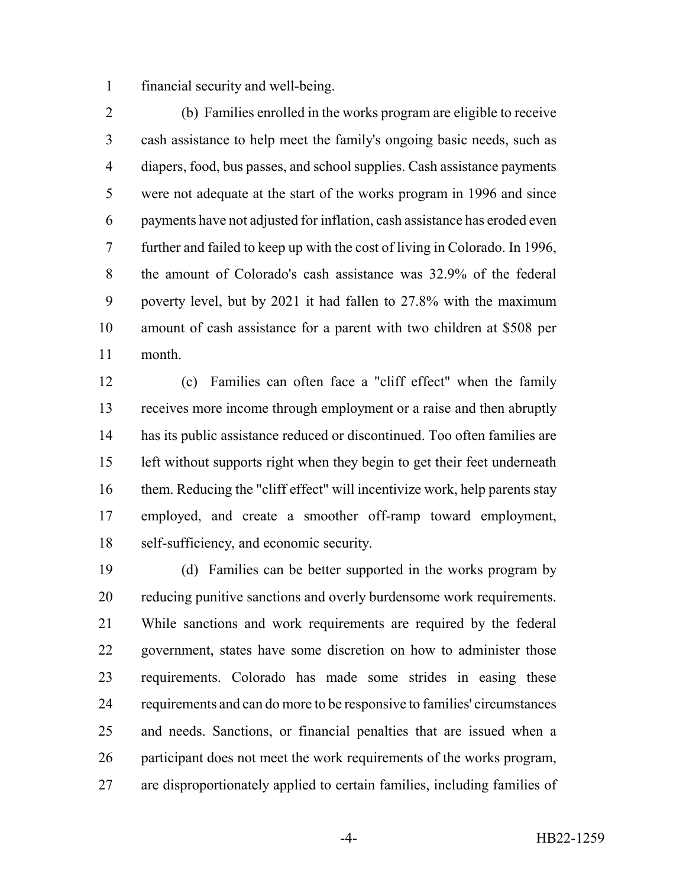financial security and well-being.

(b) Families enrolled in the works program are eligible to receive cash assistance to help meet the family's ongoing basic needs, such as diapers, food, bus passes, and school supplies. Cash assistance payments were not adequate at the start of the works program in 1996 and since payments have not adjusted for inflation, cash assistance has eroded even further and failed to keep up with the cost of living in Colorado. In 1996, the amount of Colorado's cash assistance was 32.9% of the federal poverty level, but by 2021 it had fallen to 27.8% with the maximum amount of cash assistance for a parent with two children at $508 per month.

(c) Families can often face a "cliff effect" when the family receives more income through employment or a raise and then abruptly has its public assistance reduced or discontinued. Too often families are left without supports right when they begin to get their feet underneath them. Reducing the "cliff effect" will incentivize work, help parents stay employed, and create a smoother off-ramp toward employment, self-sufficiency, and economic security.

(d) Families can be better supported in the works program by reducing punitive sanctions and overly burdensome work requirements. While sanctions and work requirements are required by the federal government, states have some discretion on how to administer those requirements. Colorado has made some strides in easing these requirements and can do more to be responsive to families' circumstances and needs. Sanctions, or financial penalties that are issued when a participant does not meet the work requirements of the works program, are disproportionately applied to certain families, including families of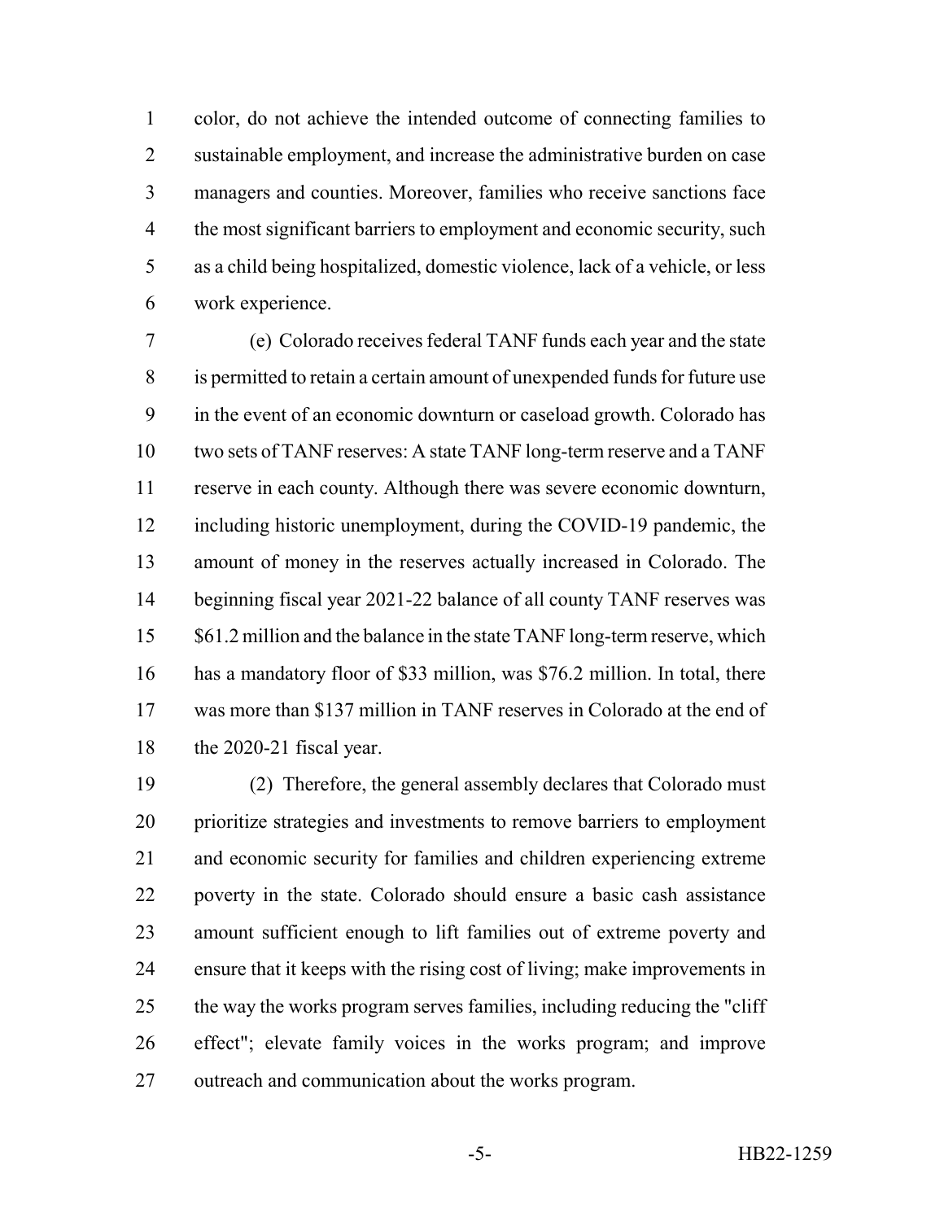color, do not achieve the intended outcome of connecting families to sustainable employment, and increase the administrative burden on case managers and counties. Moreover, families who receive sanctions face the most significant barriers to employment and economic security, such as a child being hospitalized, domestic violence, lack of a vehicle, or less work experience.

(e) Colorado receives federal TANF funds each year and the state is permitted to retain a certain amount of unexpended funds for future use in the event of an economic downturn or caseload growth. Colorado has two sets of TANF reserves: A state TANF long-term reserve and a TANF reserve in each county. Although there was severe economic downturn, including historic unemployment, during the COVID-19 pandemic, the amount of money in the reserves actually increased in Colorado. The beginning fiscal year 2021-22 balance of all county TANF reserves was $61.2 million and the balance in the state TANF long-term reserve, which has a mandatory floor of $33 million, was $76.2 million. In total, there was more than $137 million in TANF reserves in Colorado at the end of the 2020-21 fiscal year.

(2) Therefore, the general assembly declares that Colorado must prioritize strategies and investments to remove barriers to employment and economic security for families and children experiencing extreme poverty in the state. Colorado should ensure a basic cash assistance amount sufficient enough to lift families out of extreme poverty and ensure that it keeps with the rising cost of living; make improvements in the way the works program serves families, including reducing the "cliff effect"; elevate family voices in the works program; and improve outreach and communication about the works program.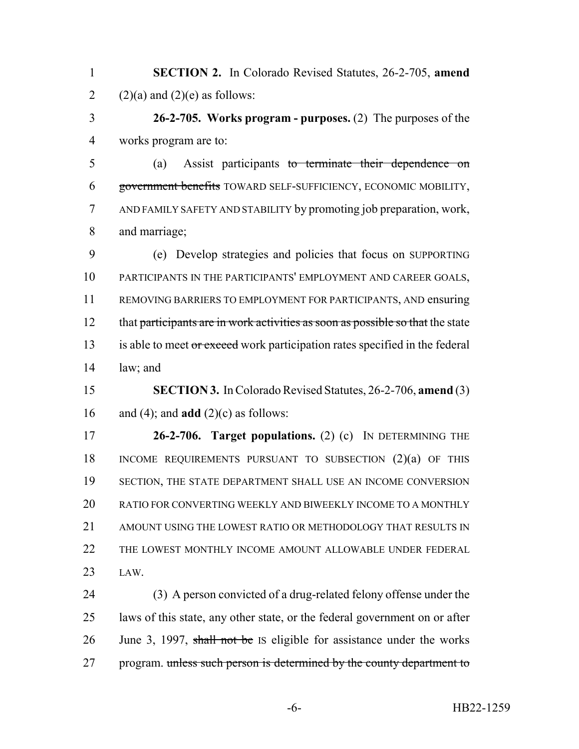**SECTION 2.** In Colorado Revised Statutes, 26-2-705, **amend** (2)(a) and (2)(e) as follows:

**26-2-705. Works program - purposes.** (2) The purposes of the works program are to:

(a) Assist participants ~~to terminate their dependence on government benefits~~ TOWARD SELF-SUFFICIENCY, ECONOMIC MOBILITY, AND FAMILY SAFETY AND STABILITY by promoting job preparation, work, and marriage;

(e) Develop strategies and policies that focus on SUPPORTING PARTICIPANTS IN THE PARTICIPANTS' EMPLOYMENT AND CAREER GOALS, REMOVING BARRIERS TO EMPLOYMENT FOR PARTICIPANTS, AND ensuring that ~~participants are in work activities as soon as possible so that~~ the state is able to meet ~~or exceed~~ work participation rates specified in the federal law; and

**SECTION 3.** In Colorado Revised Statutes, 26-2-706, **amend** (3) and (4); and **add** (2)(c) as follows:

**26-2-706. Target populations.** (2) (c) IN DETERMINING THE INCOME REQUIREMENTS PURSUANT TO SUBSECTION (2)(a) OF THIS SECTION, THE STATE DEPARTMENT SHALL USE AN INCOME CONVERSION RATIO FOR CONVERTING WEEKLY AND BIWEEKLY INCOME TO A MONTHLY AMOUNT USING THE LOWEST RATIO OR METHODOLOGY THAT RESULTS IN THE LOWEST MONTHLY INCOME AMOUNT ALLOWABLE UNDER FEDERAL LAW.

(3) A person convicted of a drug-related felony offense under the laws of this state, any other state, or the federal government on or after June 3, 1997, ~~shall not be~~ IS eligible for assistance under the works program. ~~unless such person is determined by the county department to~~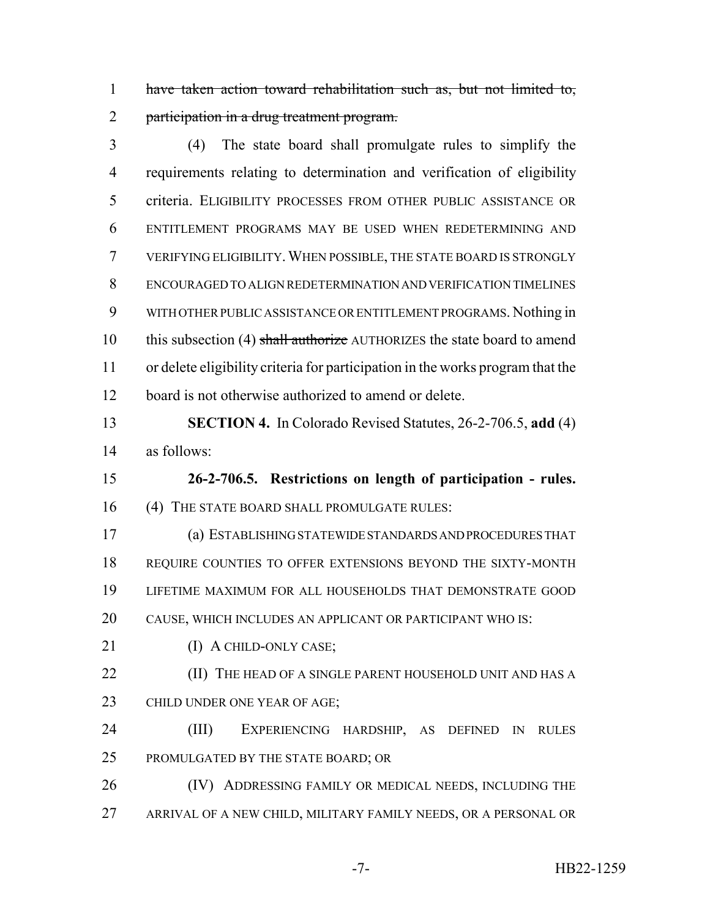~~have taken action toward rehabilitation such as, but not limited to, participation in a drug treatment program.~~

(4) The state board shall promulgate rules to simplify the requirements relating to determination and verification of eligibility criteria. ELIGIBILITY PROCESSES FROM OTHER PUBLIC ASSISTANCE OR ENTITLEMENT PROGRAMS MAY BE USED WHEN REDETERMINING AND VERIFYING ELIGIBILITY. WHEN POSSIBLE, THE STATE BOARD IS STRONGLY ENCOURAGED TO ALIGN REDETERMINATION AND VERIFICATION TIMELINES WITH OTHER PUBLIC ASSISTANCE OR ENTITLEMENT PROGRAMS. Nothing in this subsection (4) ~~shall authorize~~ AUTHORIZES the state board to amend or delete eligibility criteria for participation in the works program that the board is not otherwise authorized to amend or delete.

**SECTION 4.** In Colorado Revised Statutes, 26-2-706.5, **add** (4) as follows:

**26-2-706.5. Restrictions on length of participation - rules.** (4) THE STATE BOARD SHALL PROMULGATE RULES:

(a) ESTABLISHING STATEWIDE STANDARDS AND PROCEDURES THAT REQUIRE COUNTIES TO OFFER EXTENSIONS BEYOND THE SIXTY-MONTH LIFETIME MAXIMUM FOR ALL HOUSEHOLDS THAT DEMONSTRATE GOOD CAUSE, WHICH INCLUDES AN APPLICANT OR PARTICIPANT WHO IS:

(I) A CHILD-ONLY CASE;

(II) THE HEAD OF A SINGLE PARENT HOUSEHOLD UNIT AND HAS A CHILD UNDER ONE YEAR OF AGE;

(III) EXPERIENCING HARDSHIP, AS DEFINED IN RULES PROMULGATED BY THE STATE BOARD; OR

(IV) ADDRESSING FAMILY OR MEDICAL NEEDS, INCLUDING THE ARRIVAL OF A NEW CHILD, MILITARY FAMILY NEEDS, OR A PERSONAL OR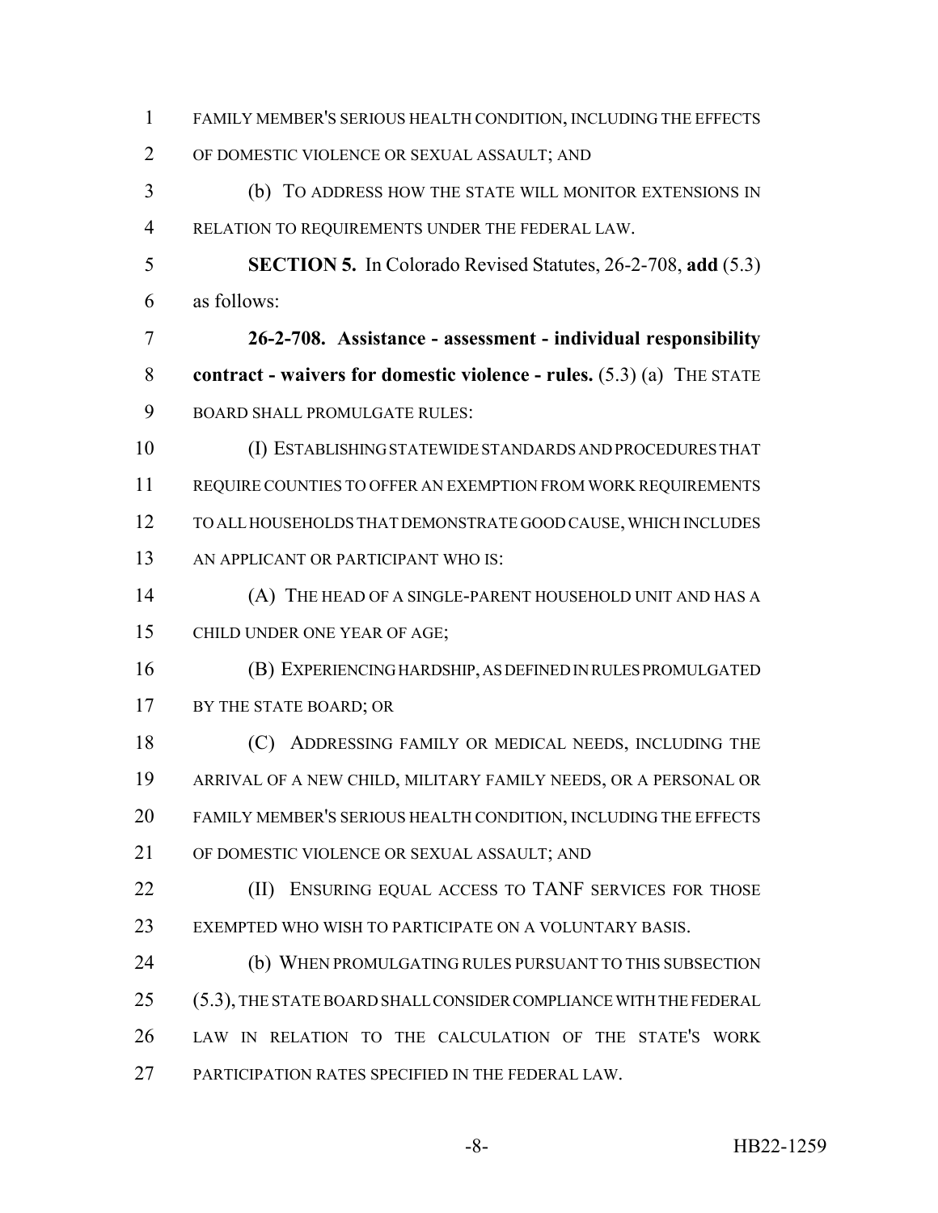FAMILY MEMBER'S SERIOUS HEALTH CONDITION, INCLUDING THE EFFECTS OF DOMESTIC VIOLENCE OR SEXUAL ASSAULT; AND

(b) TO ADDRESS HOW THE STATE WILL MONITOR EXTENSIONS IN RELATION TO REQUIREMENTS UNDER THE FEDERAL LAW.

**SECTION 5.** In Colorado Revised Statutes, 26-2-708, **add** (5.3) as follows:

**26-2-708. Assistance - assessment - individual responsibility contract - waivers for domestic violence - rules.** (5.3) (a) THE STATE BOARD SHALL PROMULGATE RULES:

(I) ESTABLISHING STATEWIDE STANDARDS AND PROCEDURES THAT REQUIRE COUNTIES TO OFFER AN EXEMPTION FROM WORK REQUIREMENTS TO ALL HOUSEHOLDS THAT DEMONSTRATE GOOD CAUSE, WHICH INCLUDES AN APPLICANT OR PARTICIPANT WHO IS:

(A) THE HEAD OF A SINGLE-PARENT HOUSEHOLD UNIT AND HAS A CHILD UNDER ONE YEAR OF AGE;

(B) EXPERIENCING HARDSHIP, AS DEFINED IN RULES PROMULGATED BY THE STATE BOARD; OR

(C) ADDRESSING FAMILY OR MEDICAL NEEDS, INCLUDING THE ARRIVAL OF A NEW CHILD, MILITARY FAMILY NEEDS, OR A PERSONAL OR FAMILY MEMBER'S SERIOUS HEALTH CONDITION, INCLUDING THE EFFECTS OF DOMESTIC VIOLENCE OR SEXUAL ASSAULT; AND

(II) ENSURING EQUAL ACCESS TO TANF SERVICES FOR THOSE EXEMPTED WHO WISH TO PARTICIPATE ON A VOLUNTARY BASIS.

(b) WHEN PROMULGATING RULES PURSUANT TO THIS SUBSECTION (5.3), THE STATE BOARD SHALL CONSIDER COMPLIANCE WITH THE FEDERAL LAW IN RELATION TO THE CALCULATION OF THE STATE'S WORK PARTICIPATION RATES SPECIFIED IN THE FEDERAL LAW.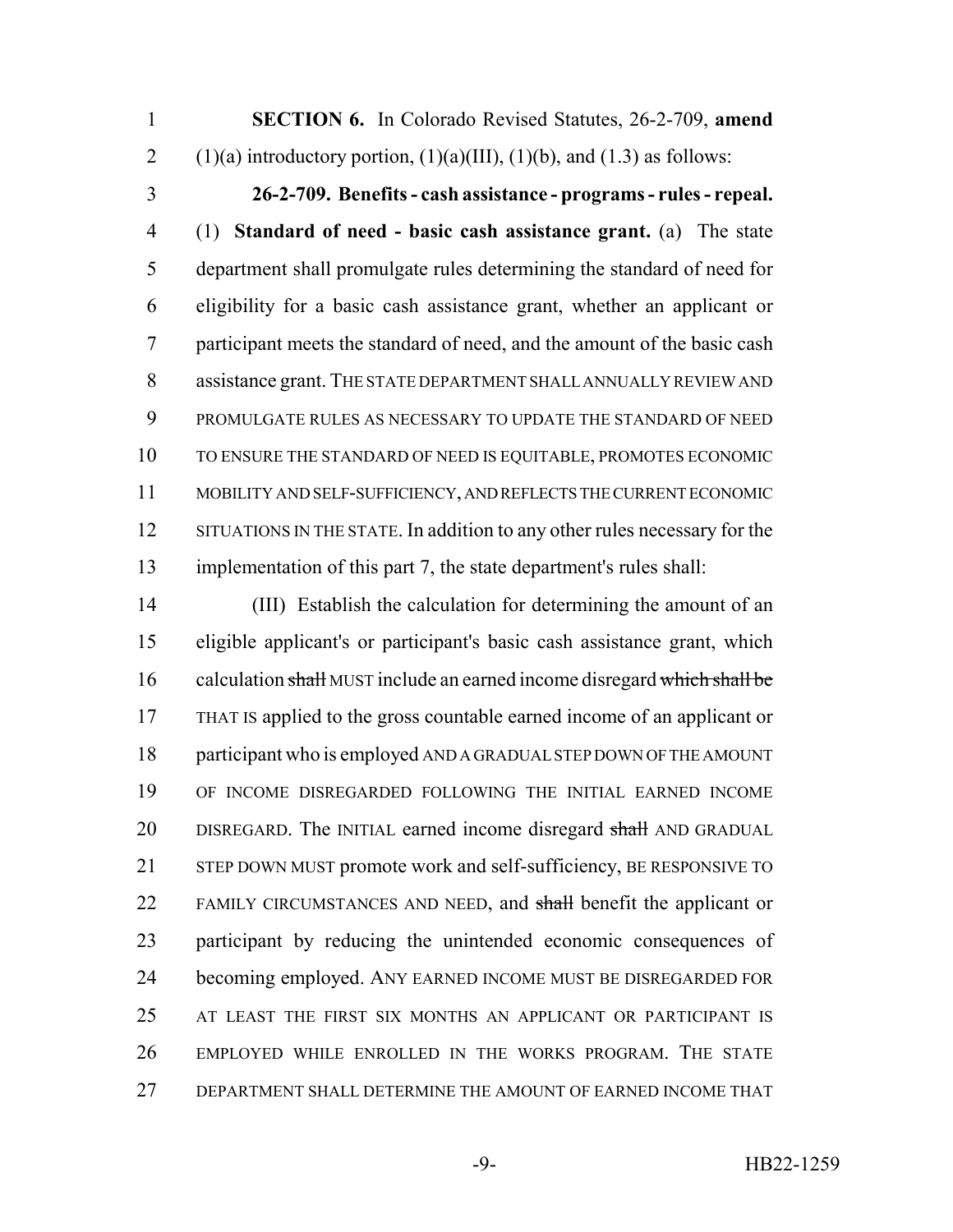**SECTION 6.** In Colorado Revised Statutes, 26-2-709, **amend** (1)(a) introductory portion, (1)(a)(III), (1)(b), and (1.3) as follows:

**26-2-709. Benefits - cash assistance - programs - rules - repeal.** (1) **Standard of need - basic cash assistance grant.** (a) The state department shall promulgate rules determining the standard of need for eligibility for a basic cash assistance grant, whether an applicant or participant meets the standard of need, and the amount of the basic cash assistance grant. THE STATE DEPARTMENT SHALL ANNUALLY REVIEW AND PROMULGATE RULES AS NECESSARY TO UPDATE THE STANDARD OF NEED TO ENSURE THE STANDARD OF NEED IS EQUITABLE, PROMOTES ECONOMIC MOBILITY AND SELF-SUFFICIENCY, AND REFLECTS THE CURRENT ECONOMIC SITUATIONS IN THE STATE. In addition to any other rules necessary for the implementation of this part 7, the state department's rules shall:

(III) Establish the calculation for determining the amount of an eligible applicant's or participant's basic cash assistance grant, which calculation ~~shall~~ MUST include an earned income disregard ~~which shall be~~ THAT IS applied to the gross countable earned income of an applicant or participant who is employed AND A GRADUAL STEP DOWN OF THE AMOUNT OF INCOME DISREGARDED FOLLOWING THE INITIAL EARNED INCOME DISREGARD. The INITIAL earned income disregard ~~shall~~ AND GRADUAL STEP DOWN MUST promote work and self-sufficiency, BE RESPONSIVE TO FAMILY CIRCUMSTANCES AND NEED, and ~~shall~~ benefit the applicant or participant by reducing the unintended economic consequences of becoming employed. ANY EARNED INCOME MUST BE DISREGARDED FOR AT LEAST THE FIRST SIX MONTHS AN APPLICANT OR PARTICIPANT IS EMPLOYED WHILE ENROLLED IN THE WORKS PROGRAM. THE STATE DEPARTMENT SHALL DETERMINE THE AMOUNT OF EARNED INCOME THAT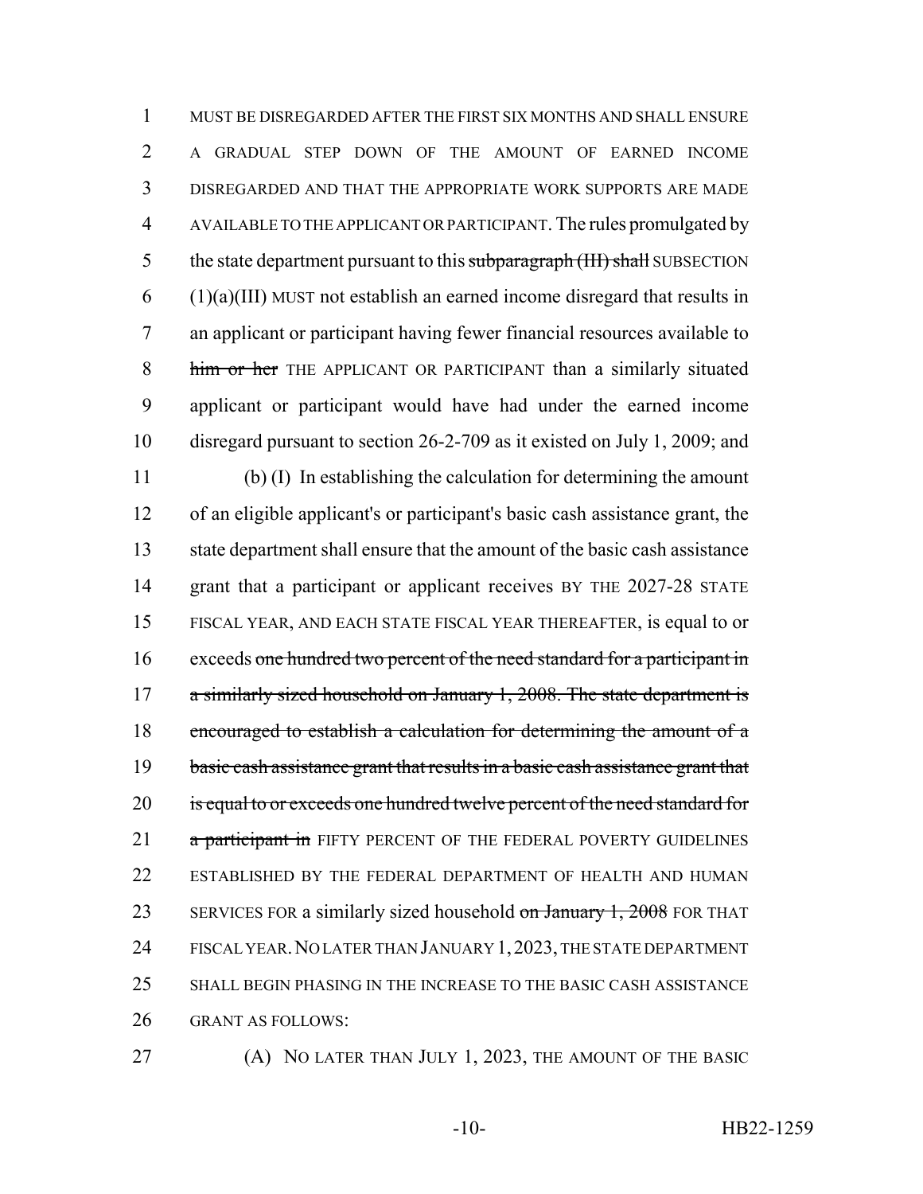MUST BE DISREGARDED AFTER THE FIRST SIX MONTHS AND SHALL ENSURE A GRADUAL STEP DOWN OF THE AMOUNT OF EARNED INCOME DISREGARDED AND THAT THE APPROPRIATE WORK SUPPORTS ARE MADE AVAILABLE TO THE APPLICANT OR PARTICIPANT. The rules promulgated by the state department pursuant to this ~~subparagraph (III) shall~~ SUBSECTION (1)(a)(III) MUST not establish an earned income disregard that results in an applicant or participant having fewer financial resources available to ~~him or her~~ THE APPLICANT OR PARTICIPANT than a similarly situated applicant or participant would have had under the earned income disregard pursuant to section 26-2-709 as it existed on July 1, 2009; and

(b) (I) In establishing the calculation for determining the amount of an eligible applicant's or participant's basic cash assistance grant, the state department shall ensure that the amount of the basic cash assistance grant that a participant or applicant receives BY THE 2027-28 STATE FISCAL YEAR, AND EACH STATE FISCAL YEAR THEREAFTER, is equal to or exceeds ~~one hundred two percent of the need standard for a participant in a similarly sized household on January 1, 2008. The state department is encouraged to establish a calculation for determining the amount of a basic cash assistance grant that results in a basic cash assistance grant that is equal to or exceeds one hundred twelve percent of the need standard for a participant in~~ FIFTY PERCENT OF THE FEDERAL POVERTY GUIDELINES ESTABLISHED BY THE FEDERAL DEPARTMENT OF HEALTH AND HUMAN SERVICES FOR a similarly sized household ~~on January 1, 2008~~ FOR THAT FISCAL YEAR. NO LATER THAN JANUARY 1, 2023, THE STATE DEPARTMENT SHALL BEGIN PHASING IN THE INCREASE TO THE BASIC CASH ASSISTANCE GRANT AS FOLLOWS:

(A) NO LATER THAN JULY 1, 2023, THE AMOUNT OF THE BASIC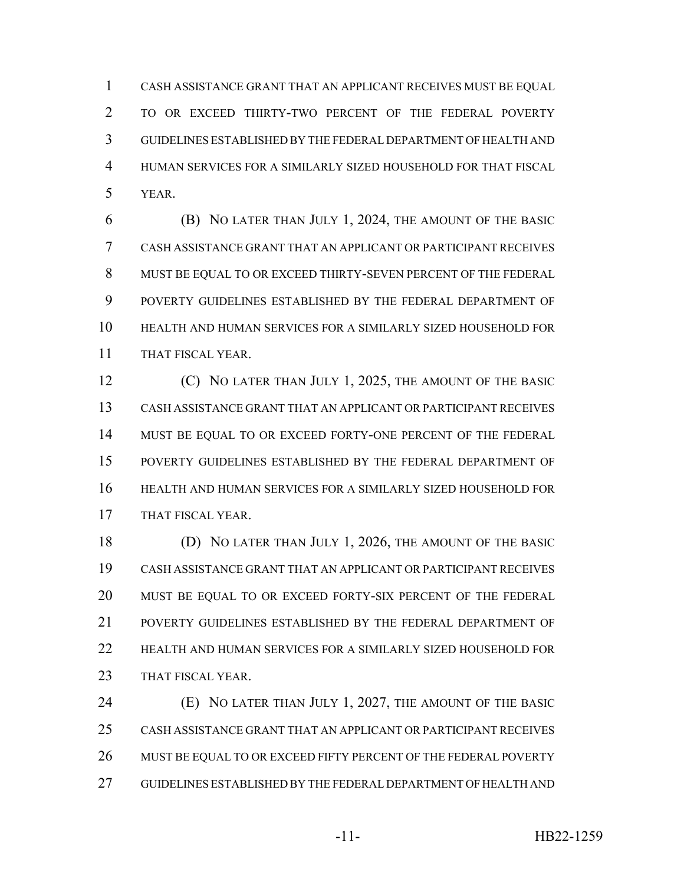CASH ASSISTANCE GRANT THAT AN APPLICANT RECEIVES MUST BE EQUAL TO OR EXCEED THIRTY-TWO PERCENT OF THE FEDERAL POVERTY GUIDELINES ESTABLISHED BY THE FEDERAL DEPARTMENT OF HEALTH AND HUMAN SERVICES FOR A SIMILARLY SIZED HOUSEHOLD FOR THAT FISCAL YEAR.

(B) NO LATER THAN JULY 1, 2024, THE AMOUNT OF THE BASIC CASH ASSISTANCE GRANT THAT AN APPLICANT OR PARTICIPANT RECEIVES MUST BE EQUAL TO OR EXCEED THIRTY-SEVEN PERCENT OF THE FEDERAL POVERTY GUIDELINES ESTABLISHED BY THE FEDERAL DEPARTMENT OF HEALTH AND HUMAN SERVICES FOR A SIMILARLY SIZED HOUSEHOLD FOR THAT FISCAL YEAR.

(C) NO LATER THAN JULY 1, 2025, THE AMOUNT OF THE BASIC CASH ASSISTANCE GRANT THAT AN APPLICANT OR PARTICIPANT RECEIVES MUST BE EQUAL TO OR EXCEED FORTY-ONE PERCENT OF THE FEDERAL POVERTY GUIDELINES ESTABLISHED BY THE FEDERAL DEPARTMENT OF HEALTH AND HUMAN SERVICES FOR A SIMILARLY SIZED HOUSEHOLD FOR THAT FISCAL YEAR.

(D) NO LATER THAN JULY 1, 2026, THE AMOUNT OF THE BASIC CASH ASSISTANCE GRANT THAT AN APPLICANT OR PARTICIPANT RECEIVES MUST BE EQUAL TO OR EXCEED FORTY-SIX PERCENT OF THE FEDERAL POVERTY GUIDELINES ESTABLISHED BY THE FEDERAL DEPARTMENT OF HEALTH AND HUMAN SERVICES FOR A SIMILARLY SIZED HOUSEHOLD FOR THAT FISCAL YEAR.

(E) NO LATER THAN JULY 1, 2027, THE AMOUNT OF THE BASIC CASH ASSISTANCE GRANT THAT AN APPLICANT OR PARTICIPANT RECEIVES MUST BE EQUAL TO OR EXCEED FIFTY PERCENT OF THE FEDERAL POVERTY GUIDELINES ESTABLISHED BY THE FEDERAL DEPARTMENT OF HEALTH AND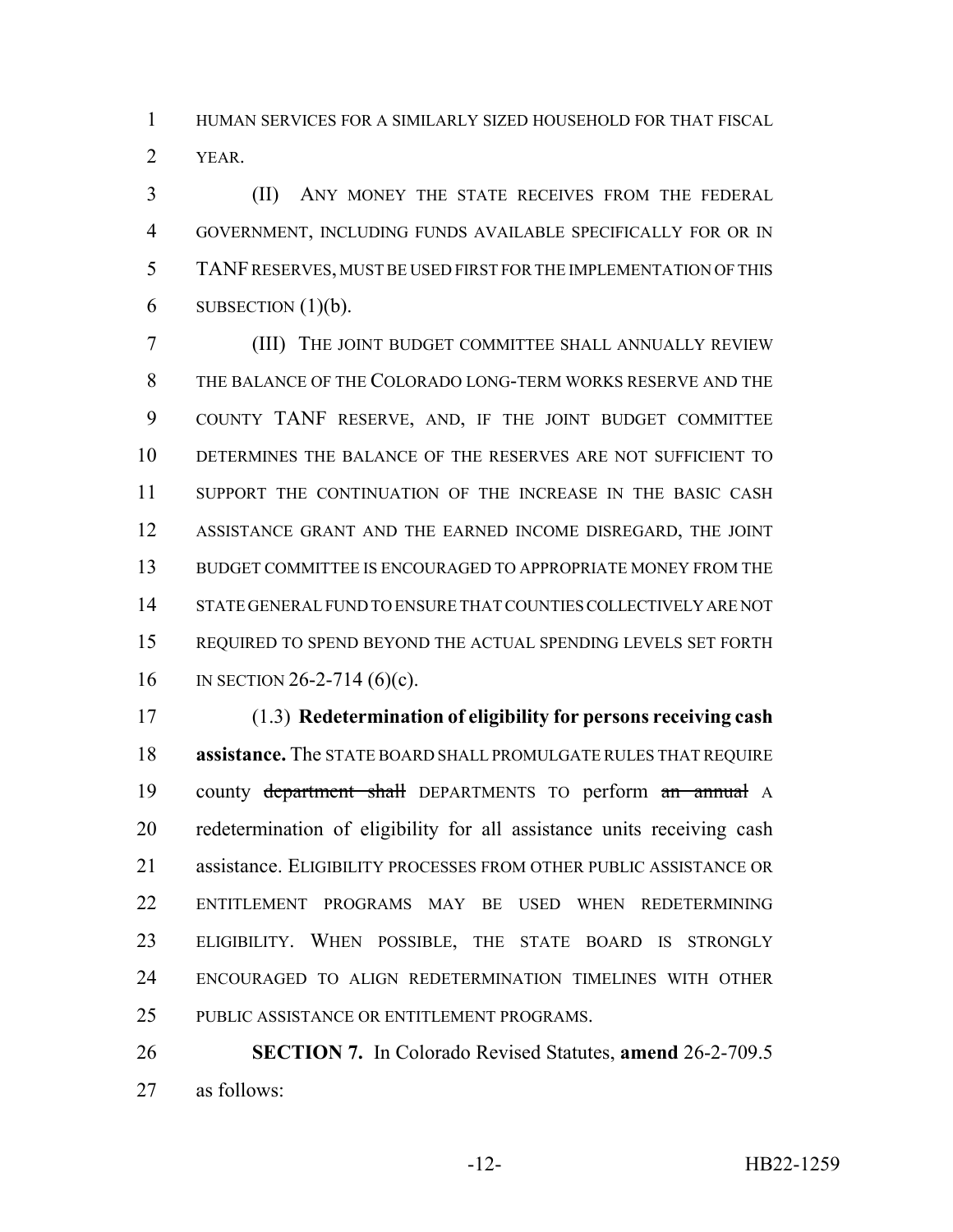HUMAN SERVICES FOR A SIMILARLY SIZED HOUSEHOLD FOR THAT FISCAL YEAR.

(II) ANY MONEY THE STATE RECEIVES FROM THE FEDERAL GOVERNMENT, INCLUDING FUNDS AVAILABLE SPECIFICALLY FOR OR IN TANF RESERVES, MUST BE USED FIRST FOR THE IMPLEMENTATION OF THIS SUBSECTION (1)(b).

(III) THE JOINT BUDGET COMMITTEE SHALL ANNUALLY REVIEW THE BALANCE OF THE COLORADO LONG-TERM WORKS RESERVE AND THE COUNTY TANF RESERVE, AND, IF THE JOINT BUDGET COMMITTEE DETERMINES THE BALANCE OF THE RESERVES ARE NOT SUFFICIENT TO SUPPORT THE CONTINUATION OF THE INCREASE IN THE BASIC CASH ASSISTANCE GRANT AND THE EARNED INCOME DISREGARD, THE JOINT BUDGET COMMITTEE IS ENCOURAGED TO APPROPRIATE MONEY FROM THE STATE GENERAL FUND TO ENSURE THAT COUNTIES COLLECTIVELY ARE NOT REQUIRED TO SPEND BEYOND THE ACTUAL SPENDING LEVELS SET FORTH IN SECTION 26-2-714 (6)(c).

(1.3) **Redetermination of eligibility for persons receiving cash assistance.** The STATE BOARD SHALL PROMULGATE RULES THAT REQUIRE county ~~department shall~~ DEPARTMENTS TO perform ~~an annual~~ A redetermination of eligibility for all assistance units receiving cash assistance. ELIGIBILITY PROCESSES FROM OTHER PUBLIC ASSISTANCE OR ENTITLEMENT PROGRAMS MAY BE USED WHEN REDETERMINING ELIGIBILITY. WHEN POSSIBLE, THE STATE BOARD IS STRONGLY ENCOURAGED TO ALIGN REDETERMINATION TIMELINES WITH OTHER PUBLIC ASSISTANCE OR ENTITLEMENT PROGRAMS.

**SECTION 7.** In Colorado Revised Statutes, **amend** 26-2-709.5 as follows: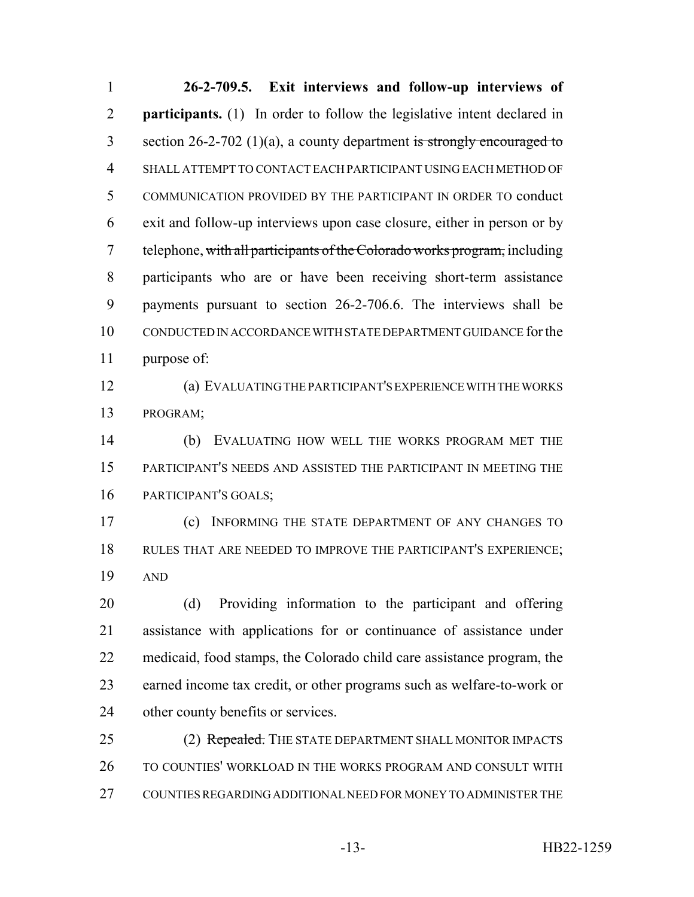**26-2-709.5. Exit interviews and follow-up interviews of participants.** (1) In order to follow the legislative intent declared in section 26-2-702 (1)(a), a county department ~~is strongly encouraged to~~ SHALL ATTEMPT TO CONTACT EACH PARTICIPANT USING EACH METHOD OF COMMUNICATION PROVIDED BY THE PARTICIPANT IN ORDER TO conduct exit and follow-up interviews upon case closure, either in person or by telephone, ~~with all participants of the Colorado works program,~~ including participants who are or have been receiving short-term assistance payments pursuant to section 26-2-706.6. The interviews shall be CONDUCTED IN ACCORDANCE WITH STATE DEPARTMENT GUIDANCE for the purpose of:

(a) EVALUATING THE PARTICIPANT'S EXPERIENCE WITH THE WORKS PROGRAM;

(b) EVALUATING HOW WELL THE WORKS PROGRAM MET THE PARTICIPANT'S NEEDS AND ASSISTED THE PARTICIPANT IN MEETING THE PARTICIPANT'S GOALS;

(c) INFORMING THE STATE DEPARTMENT OF ANY CHANGES TO RULES THAT ARE NEEDED TO IMPROVE THE PARTICIPANT'S EXPERIENCE; AND

(d) Providing information to the participant and offering assistance with applications for or continuance of assistance under medicaid, food stamps, the Colorado child care assistance program, the earned income tax credit, or other programs such as welfare-to-work or other county benefits or services.

(2) ~~Repealed.~~ THE STATE DEPARTMENT SHALL MONITOR IMPACTS TO COUNTIES' WORKLOAD IN THE WORKS PROGRAM AND CONSULT WITH COUNTIES REGARDING ADDITIONAL NEED FOR MONEY TO ADMINISTER THE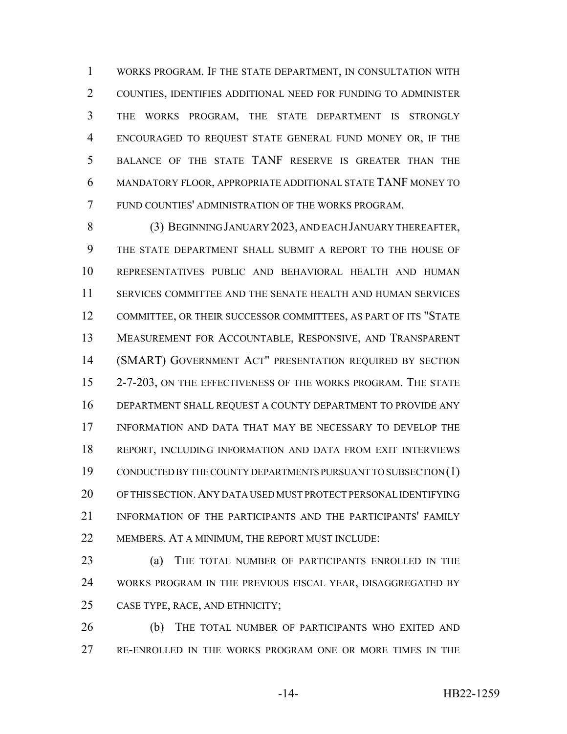WORKS PROGRAM. IF THE STATE DEPARTMENT, IN CONSULTATION WITH COUNTIES, IDENTIFIES ADDITIONAL NEED FOR FUNDING TO ADMINISTER THE WORKS PROGRAM, THE STATE DEPARTMENT IS STRONGLY ENCOURAGED TO REQUEST STATE GENERAL FUND MONEY OR, IF THE BALANCE OF THE STATE TANF RESERVE IS GREATER THAN THE MANDATORY FLOOR, APPROPRIATE ADDITIONAL STATE TANF MONEY TO FUND COUNTIES' ADMINISTRATION OF THE WORKS PROGRAM.

(3) BEGINNING JANUARY 2023, AND EACH JANUARY THEREAFTER, THE STATE DEPARTMENT SHALL SUBMIT A REPORT TO THE HOUSE OF REPRESENTATIVES PUBLIC AND BEHAVIORAL HEALTH AND HUMAN SERVICES COMMITTEE AND THE SENATE HEALTH AND HUMAN SERVICES COMMITTEE, OR THEIR SUCCESSOR COMMITTEES, AS PART OF ITS "STATE MEASUREMENT FOR ACCOUNTABLE, RESPONSIVE, AND TRANSPARENT (SMART) GOVERNMENT ACT" PRESENTATION REQUIRED BY SECTION 2-7-203, ON THE EFFECTIVENESS OF THE WORKS PROGRAM. THE STATE DEPARTMENT SHALL REQUEST A COUNTY DEPARTMENT TO PROVIDE ANY INFORMATION AND DATA THAT MAY BE NECESSARY TO DEVELOP THE REPORT, INCLUDING INFORMATION AND DATA FROM EXIT INTERVIEWS CONDUCTED BY THE COUNTY DEPARTMENTS PURSUANT TO SUBSECTION (1) OF THIS SECTION. ANY DATA USED MUST PROTECT PERSONAL IDENTIFYING INFORMATION OF THE PARTICIPANTS AND THE PARTICIPANTS' FAMILY MEMBERS. AT A MINIMUM, THE REPORT MUST INCLUDE:

(a) THE TOTAL NUMBER OF PARTICIPANTS ENROLLED IN THE WORKS PROGRAM IN THE PREVIOUS FISCAL YEAR, DISAGGREGATED BY CASE TYPE, RACE, AND ETHNICITY;

(b) THE TOTAL NUMBER OF PARTICIPANTS WHO EXITED AND RE-ENROLLED IN THE WORKS PROGRAM ONE OR MORE TIMES IN THE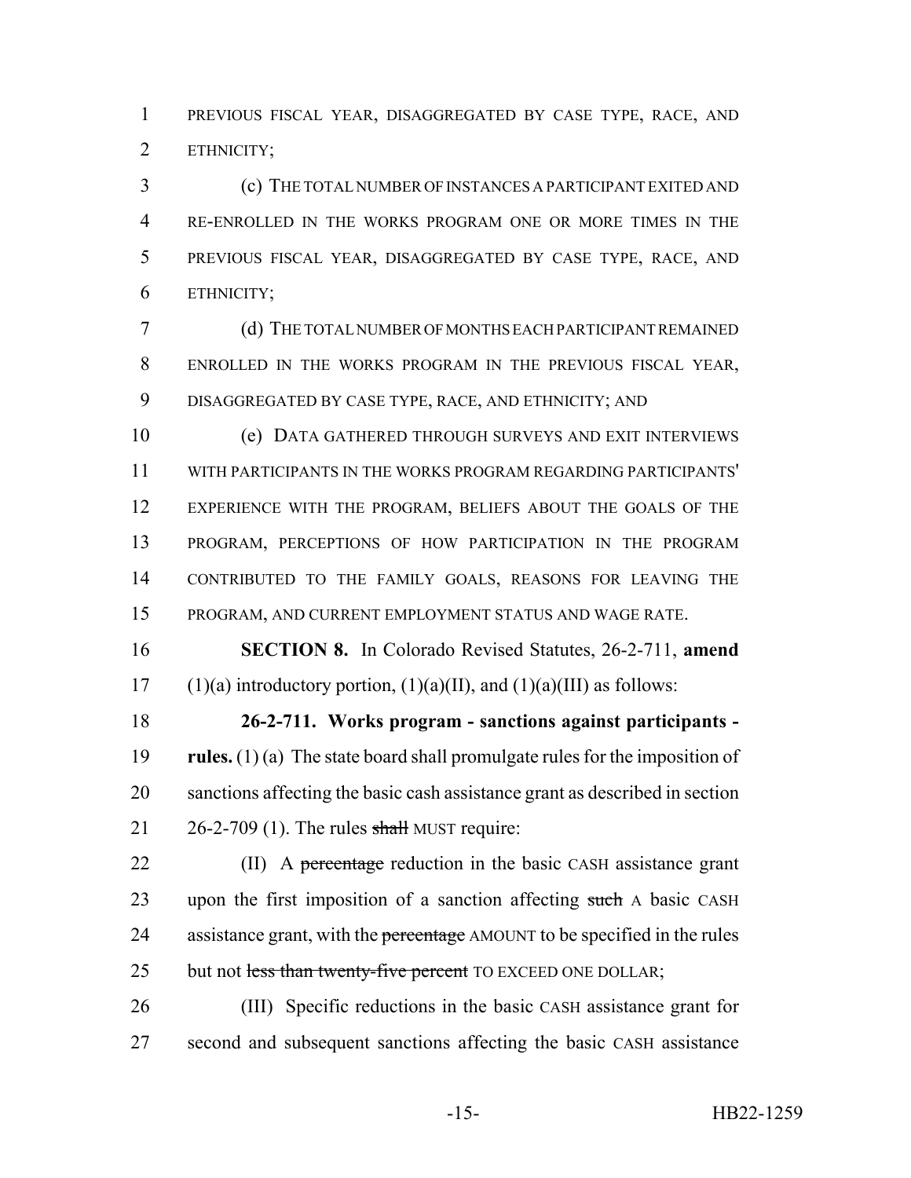PREVIOUS FISCAL YEAR, DISAGGREGATED BY CASE TYPE, RACE, AND ETHNICITY;

(c) THE TOTAL NUMBER OF INSTANCES A PARTICIPANT EXITED AND RE-ENROLLED IN THE WORKS PROGRAM ONE OR MORE TIMES IN THE PREVIOUS FISCAL YEAR, DISAGGREGATED BY CASE TYPE, RACE, AND ETHNICITY;

(d) THE TOTAL NUMBER OF MONTHS EACH PARTICIPANT REMAINED ENROLLED IN THE WORKS PROGRAM IN THE PREVIOUS FISCAL YEAR, DISAGGREGATED BY CASE TYPE, RACE, AND ETHNICITY; AND

(e) DATA GATHERED THROUGH SURVEYS AND EXIT INTERVIEWS WITH PARTICIPANTS IN THE WORKS PROGRAM REGARDING PARTICIPANTS' EXPERIENCE WITH THE PROGRAM, BELIEFS ABOUT THE GOALS OF THE PROGRAM, PERCEPTIONS OF HOW PARTICIPATION IN THE PROGRAM CONTRIBUTED TO THE FAMILY GOALS, REASONS FOR LEAVING THE PROGRAM, AND CURRENT EMPLOYMENT STATUS AND WAGE RATE.

**SECTION 8.** In Colorado Revised Statutes, 26-2-711, **amend** (1)(a) introductory portion, (1)(a)(II), and (1)(a)(III) as follows:

**26-2-711. Works program - sanctions against participants - rules.** (1) (a) The state board shall promulgate rules for the imposition of sanctions affecting the basic cash assistance grant as described in section 26-2-709 (1). The rules ~~shall~~ MUST require:

(II) A ~~percentage~~ reduction in the basic CASH assistance grant upon the first imposition of a sanction affecting ~~such~~ A basic CASH assistance grant, with the ~~percentage~~ AMOUNT to be specified in the rules but not ~~less than twenty-five percent~~ TO EXCEED ONE DOLLAR;

(III) Specific reductions in the basic CASH assistance grant for second and subsequent sanctions affecting the basic CASH assistance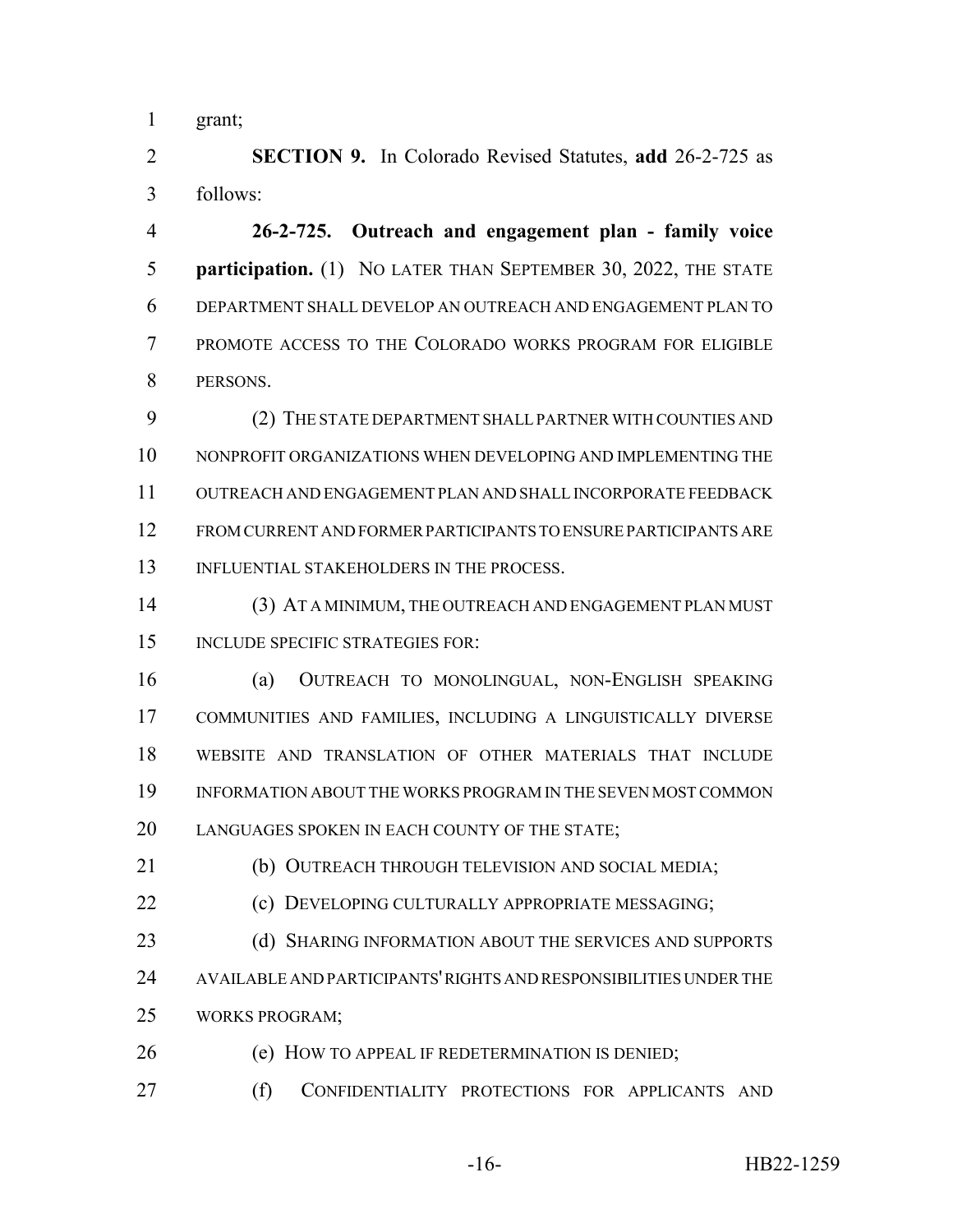grant;

**SECTION 9.** In Colorado Revised Statutes, **add** 26-2-725 as follows:

**26-2-725. Outreach and engagement plan - family voice participation.** (1) NO LATER THAN SEPTEMBER 30, 2022, THE STATE DEPARTMENT SHALL DEVELOP AN OUTREACH AND ENGAGEMENT PLAN TO PROMOTE ACCESS TO THE COLORADO WORKS PROGRAM FOR ELIGIBLE PERSONS.

(2) THE STATE DEPARTMENT SHALL PARTNER WITH COUNTIES AND NONPROFIT ORGANIZATIONS WHEN DEVELOPING AND IMPLEMENTING THE OUTREACH AND ENGAGEMENT PLAN AND SHALL INCORPORATE FEEDBACK FROM CURRENT AND FORMER PARTICIPANTS TO ENSURE PARTICIPANTS ARE INFLUENTIAL STAKEHOLDERS IN THE PROCESS.

(3) AT A MINIMUM, THE OUTREACH AND ENGAGEMENT PLAN MUST INCLUDE SPECIFIC STRATEGIES FOR:

(a) OUTREACH TO MONOLINGUAL, NON-ENGLISH SPEAKING COMMUNITIES AND FAMILIES, INCLUDING A LINGUISTICALLY DIVERSE WEBSITE AND TRANSLATION OF OTHER MATERIALS THAT INCLUDE INFORMATION ABOUT THE WORKS PROGRAM IN THE SEVEN MOST COMMON LANGUAGES SPOKEN IN EACH COUNTY OF THE STATE;

(b) OUTREACH THROUGH TELEVISION AND SOCIAL MEDIA;

(c) DEVELOPING CULTURALLY APPROPRIATE MESSAGING;

(d) SHARING INFORMATION ABOUT THE SERVICES AND SUPPORTS AVAILABLE AND PARTICIPANTS' RIGHTS AND RESPONSIBILITIES UNDER THE WORKS PROGRAM;

(e) HOW TO APPEAL IF REDETERMINATION IS DENIED;

(f) CONFIDENTIALITY PROTECTIONS FOR APPLICANTS AND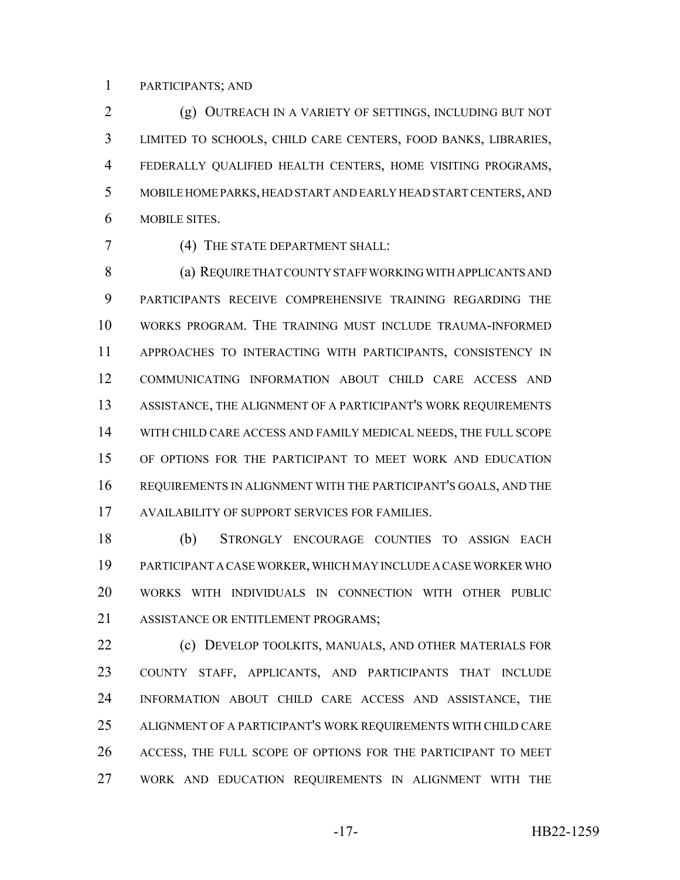PARTICIPANTS; AND

(g) OUTREACH IN A VARIETY OF SETTINGS, INCLUDING BUT NOT LIMITED TO SCHOOLS, CHILD CARE CENTERS, FOOD BANKS, LIBRARIES, FEDERALLY QUALIFIED HEALTH CENTERS, HOME VISITING PROGRAMS, MOBILE HOME PARKS, HEAD START AND EARLY HEAD START CENTERS, AND MOBILE SITES.

(4) THE STATE DEPARTMENT SHALL:

(a) REQUIRE THAT COUNTY STAFF WORKING WITH APPLICANTS AND PARTICIPANTS RECEIVE COMPREHENSIVE TRAINING REGARDING THE WORKS PROGRAM. THE TRAINING MUST INCLUDE TRAUMA-INFORMED APPROACHES TO INTERACTING WITH PARTICIPANTS, CONSISTENCY IN COMMUNICATING INFORMATION ABOUT CHILD CARE ACCESS AND ASSISTANCE, THE ALIGNMENT OF A PARTICIPANT'S WORK REQUIREMENTS WITH CHILD CARE ACCESS AND FAMILY MEDICAL NEEDS, THE FULL SCOPE OF OPTIONS FOR THE PARTICIPANT TO MEET WORK AND EDUCATION REQUIREMENTS IN ALIGNMENT WITH THE PARTICIPANT'S GOALS, AND THE AVAILABILITY OF SUPPORT SERVICES FOR FAMILIES.

(b) STRONGLY ENCOURAGE COUNTIES TO ASSIGN EACH PARTICIPANT A CASE WORKER, WHICH MAY INCLUDE A CASE WORKER WHO WORKS WITH INDIVIDUALS IN CONNECTION WITH OTHER PUBLIC ASSISTANCE OR ENTITLEMENT PROGRAMS;

(c) DEVELOP TOOLKITS, MANUALS, AND OTHER MATERIALS FOR COUNTY STAFF, APPLICANTS, AND PARTICIPANTS THAT INCLUDE INFORMATION ABOUT CHILD CARE ACCESS AND ASSISTANCE, THE ALIGNMENT OF A PARTICIPANT'S WORK REQUIREMENTS WITH CHILD CARE ACCESS, THE FULL SCOPE OF OPTIONS FOR THE PARTICIPANT TO MEET WORK AND EDUCATION REQUIREMENTS IN ALIGNMENT WITH THE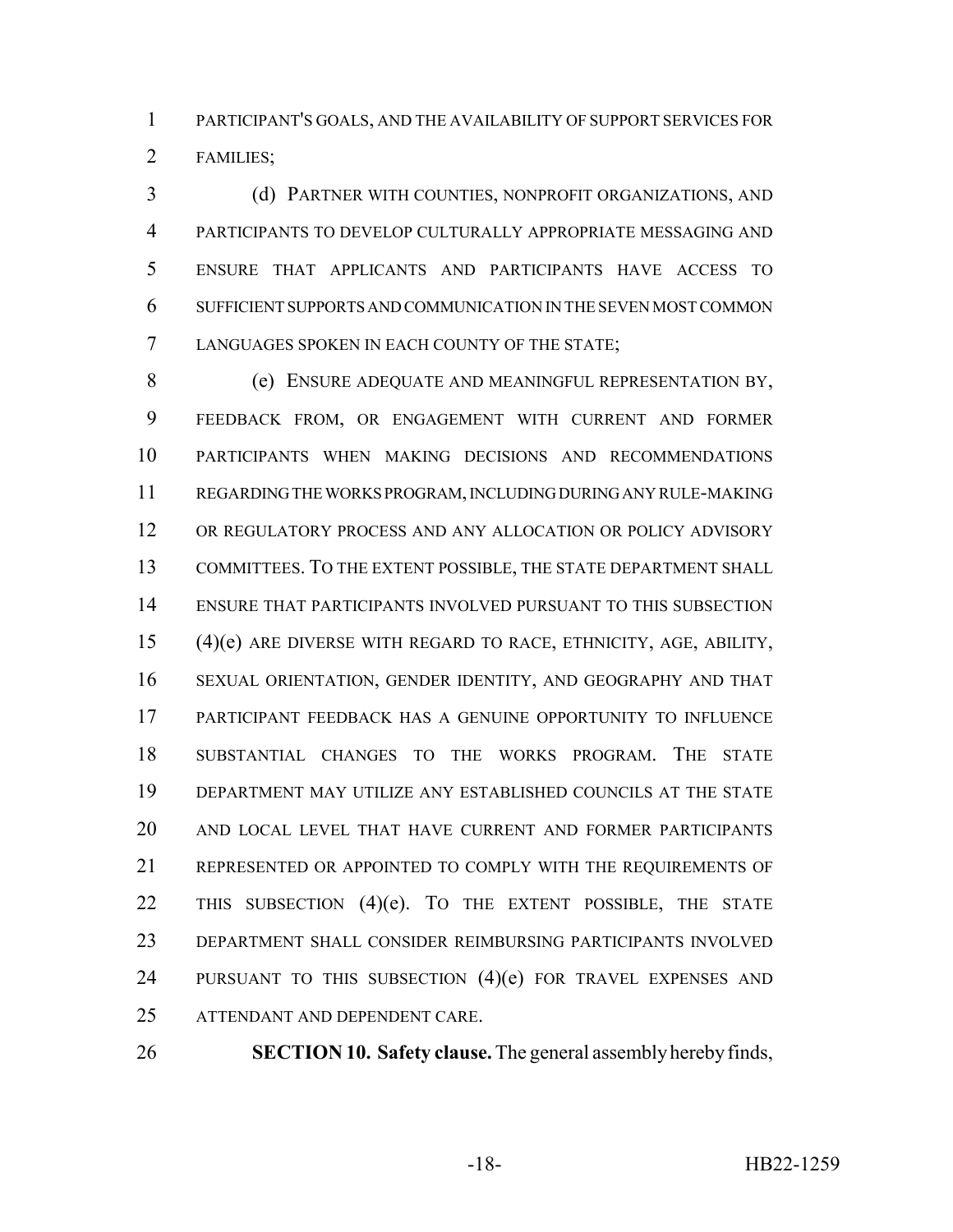PARTICIPANT'S GOALS, AND THE AVAILABILITY OF SUPPORT SERVICES FOR FAMILIES;

(d) PARTNER WITH COUNTIES, NONPROFIT ORGANIZATIONS, AND PARTICIPANTS TO DEVELOP CULTURALLY APPROPRIATE MESSAGING AND ENSURE THAT APPLICANTS AND PARTICIPANTS HAVE ACCESS TO SUFFICIENT SUPPORTS AND COMMUNICATION IN THE SEVEN MOST COMMON LANGUAGES SPOKEN IN EACH COUNTY OF THE STATE;

(e) ENSURE ADEQUATE AND MEANINGFUL REPRESENTATION BY, FEEDBACK FROM, OR ENGAGEMENT WITH CURRENT AND FORMER PARTICIPANTS WHEN MAKING DECISIONS AND RECOMMENDATIONS REGARDING THE WORKS PROGRAM, INCLUDING DURING ANY RULE-MAKING OR REGULATORY PROCESS AND ANY ALLOCATION OR POLICY ADVISORY COMMITTEES. TO THE EXTENT POSSIBLE, THE STATE DEPARTMENT SHALL ENSURE THAT PARTICIPANTS INVOLVED PURSUANT TO THIS SUBSECTION (4)(e) ARE DIVERSE WITH REGARD TO RACE, ETHNICITY, AGE, ABILITY, SEXUAL ORIENTATION, GENDER IDENTITY, AND GEOGRAPHY AND THAT PARTICIPANT FEEDBACK HAS A GENUINE OPPORTUNITY TO INFLUENCE SUBSTANTIAL CHANGES TO THE WORKS PROGRAM. THE STATE DEPARTMENT MAY UTILIZE ANY ESTABLISHED COUNCILS AT THE STATE AND LOCAL LEVEL THAT HAVE CURRENT AND FORMER PARTICIPANTS REPRESENTED OR APPOINTED TO COMPLY WITH THE REQUIREMENTS OF THIS SUBSECTION (4)(e). TO THE EXTENT POSSIBLE, THE STATE DEPARTMENT SHALL CONSIDER REIMBURSING PARTICIPANTS INVOLVED PURSUANT TO THIS SUBSECTION (4)(e) FOR TRAVEL EXPENSES AND ATTENDANT AND DEPENDENT CARE.

**SECTION 10. Safety clause.** The general assembly hereby finds,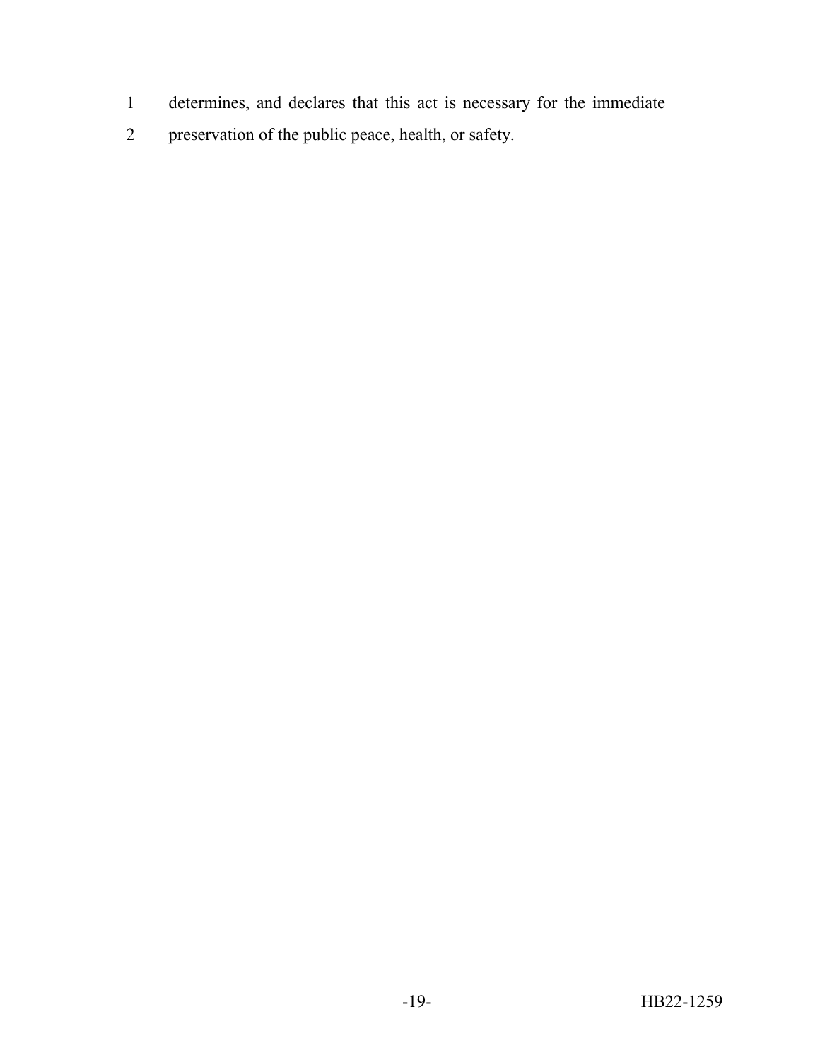determines, and declares that this act is necessary for the immediate preservation of the public peace, health, or safety.